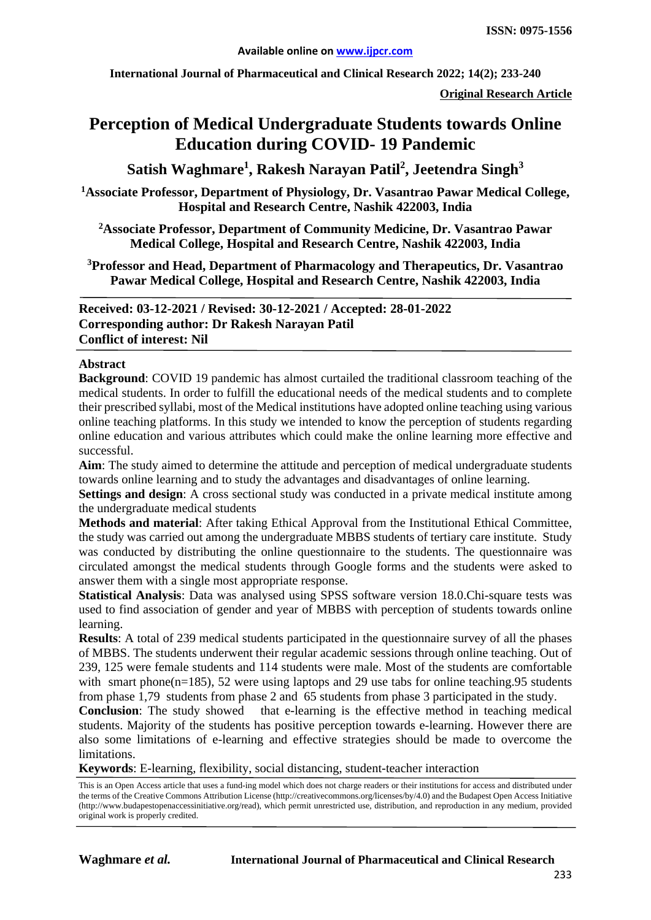**ISSN: 0975-1556**

**Available online on www.ijpcr.com**

**Original Research Article**

# Perception of Medical Undergraduate Students towards Online Education during COVID- 19 Pandemic

**Satish Waghmare[1], Rakesh Narayan Patil[2], Jeetendra Singh[3]**

**[1]Associate Professor, Department of Physiology, Dr. Vasantrao Pawar Medical College, Hospital and Research Centre, Nashik 422003, India**

**[2]Associate Professor, Department of Community Medicine, Dr. Vasantrao Pawar Medical College, Hospital and Research Centre, Nashik 422003, India**

**[3]Professor and Head, Department of Pharmacology and Therapeutics, Dr. Vasantrao Pawar Medical College, Hospital and Research Centre, Nashik 422003, India**

**Received: 03-12-2021 / Revised: 30-12-2021 / Accepted: 28-01-2022**
**Corresponding author: Dr Rakesh Narayan Patil**
**Conflict of interest: Nil**

## Abstract

**Background**: COVID 19 pandemic has almost curtailed the traditional classroom teaching of the medical students. In order to fulfill the educational needs of the medical students and to complete their prescribed syllabi, most of the Medical institutions have adopted online teaching using various online teaching platforms. In this study we intended to know the perception of students regarding online education and various attributes which could make the online learning more effective and successful.

**Aim**: The study aimed to determine the attitude and perception of medical undergraduate students towards online learning and to study the advantages and disadvantages of online learning.

**Settings and design**: A cross sectional study was conducted in a private medical institute among the undergraduate medical students

**Methods and material**: After taking Ethical Approval from the Institutional Ethical Committee, the study was carried out among the undergraduate MBBS students of tertiary care institute. Study was conducted by distributing the online questionnaire to the students. The questionnaire was circulated amongst the medical students through Google forms and the students were asked to answer them with a single most appropriate response.

**Statistical Analysis**: Data was analysed using SPSS software version 18.0.Chi-square tests was used to find association of gender and year of MBBS with perception of students towards online learning.

**Results**: A total of 239 medical students participated in the questionnaire survey of all the phases of MBBS. The students underwent their regular academic sessions through online teaching. Out of 239, 125 were female students and 114 students were male. Most of the students are comfortable with smart phone(n=185), 52 were using laptops and 29 use tabs for online teaching.95 students from phase 1,79 students from phase 2 and 65 students from phase 3 participated in the study.

**Conclusion**: The study showed that e-learning is the effective method in teaching medical students. Majority of the students has positive perception towards e-learning. However there are also some limitations of e-learning and effective strategies should be made to overcome the limitations.

**Keywords**: E-learning, flexibility, social distancing, student-teacher interaction

This is an Open Access article that uses a fund-ing model which does not charge readers or their institutions for access and distributed under the terms of the Creative Commons Attribution License (http://creativecommons.org/licenses/by/4.0) and the Budapest Open Access Initiative (http://www.budapestopenaccessinitiative.org/read), which permit unrestricted use, distribution, and reproduction in any medium, provided original work is properly credited.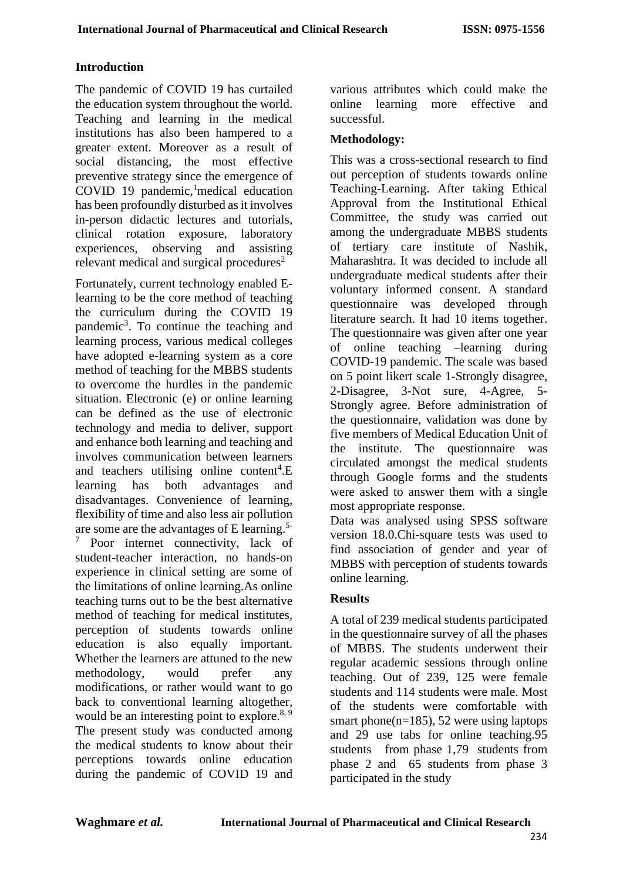## Introduction

The pandemic of COVID 19 has curtailed the education system throughout the world. Teaching and learning in the medical institutions has also been hampered to a greater extent. Moreover as a result of social distancing, the most effective preventive strategy since the emergence of COVID 19 pandemic,[1]medical education has been profoundly disturbed as it involves in-person didactic lectures and tutorials, clinical rotation exposure, laboratory experiences, observing and assisting relevant medical and surgical procedures[2]

Fortunately, current technology enabled E-learning to be the core method of teaching the curriculum during the COVID 19 pandemic[3]. To continue the teaching and learning process, various medical colleges have adopted e-learning system as a core method of teaching for the MBBS students to overcome the hurdles in the pandemic situation. Electronic (e) or online learning can be defined as the use of electronic technology and media to deliver, support and enhance both learning and teaching and involves communication between learners and teachers utilising online content[4].E learning has both advantages and disadvantages. Convenience of learning, flexibility of time and also less air pollution are some are the advantages of E learning.[5-7] Poor internet connectivity, lack of student-teacher interaction, no hands-on experience in clinical setting are some of the limitations of online learning.As online teaching turns out to be the best alternative method of teaching for medical institutes, perception of students towards online education is also equally important. Whether the learners are attuned to the new methodology, would prefer any modifications, or rather would want to go back to conventional learning altogether, would be an interesting point to explore.[8, 9] The present study was conducted among the medical students to know about their perceptions towards online education during the pandemic of COVID 19 and various attributes which could make the online learning more effective and successful.

## Methodology:

This was a cross-sectional research to find out perception of students towards online Teaching-Learning. After taking Ethical Approval from the Institutional Ethical Committee, the study was carried out among the undergraduate MBBS students of tertiary care institute of Nashik, Maharashtra. It was decided to include all undergraduate medical students after their voluntary informed consent. A standard questionnaire was developed through literature search. It had 10 items together. The questionnaire was given after one year of online teaching –learning during COVID-19 pandemic. The scale was based on 5 point likert scale 1-Strongly disagree, 2-Disagree, 3-Not sure, 4-Agree, 5-Strongly agree. Before administration of the questionnaire, validation was done by five members of Medical Education Unit of the institute. The questionnaire was circulated amongst the medical students through Google forms and the students were asked to answer them with a single most appropriate response.

Data was analysed using SPSS software version 18.0.Chi-square tests was used to find association of gender and year of MBBS with perception of students towards online learning.

## Results

A total of 239 medical students participated in the questionnaire survey of all the phases of MBBS. The students underwent their regular academic sessions through online teaching. Out of 239, 125 were female students and 114 students were male. Most of the students were comfortable with smart phone(n=185), 52 were using laptops and 29 use tabs for online teaching.95 students from phase 1,79 students from phase 2 and 65 students from phase 3 participated in the study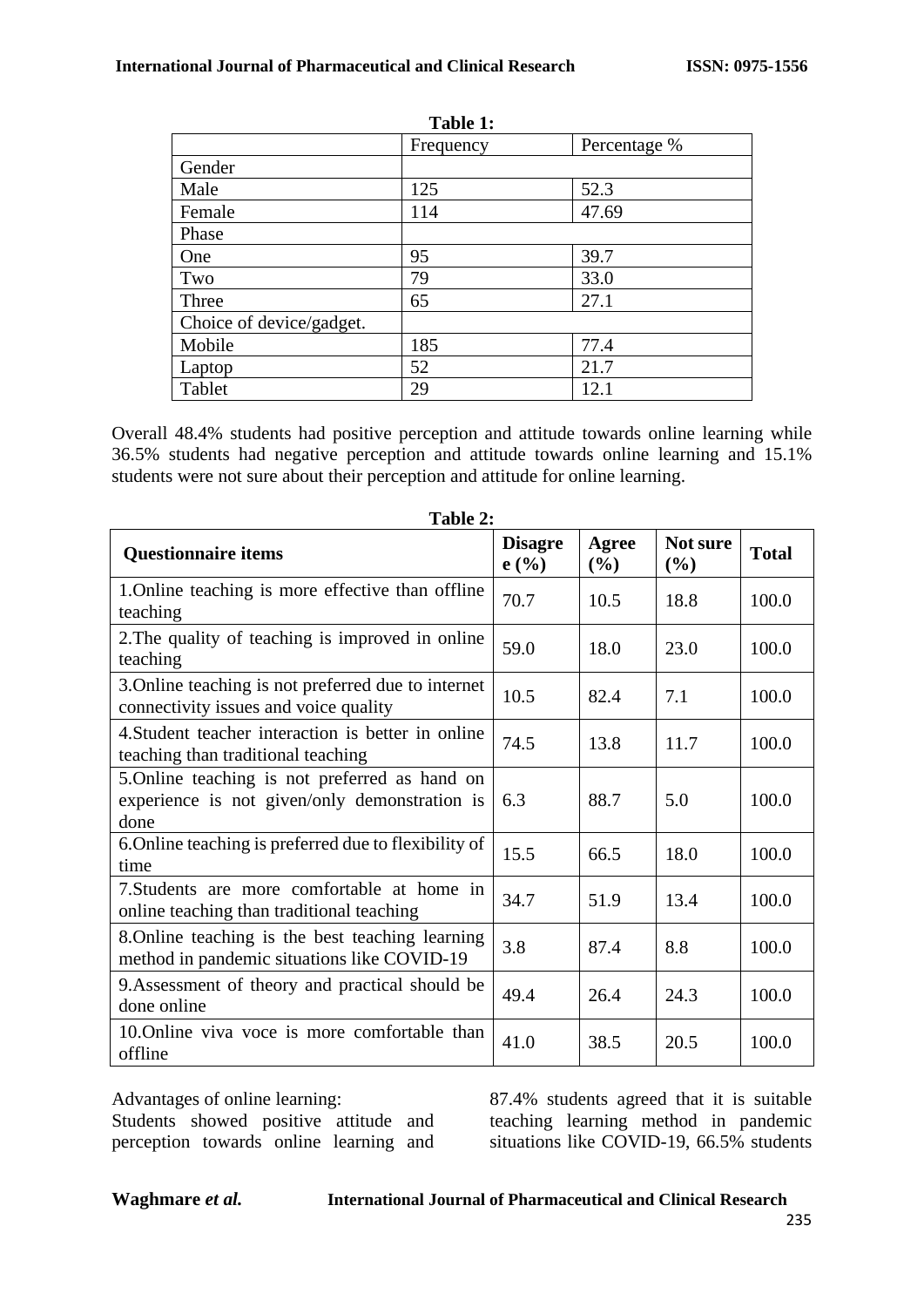**Table 1:**

| | Frequency | Percentage % |
|---|---|---|
| Gender | | |
| Male | 125 | 52.3 |
| Female | 114 | 47.69 |
| Phase | | |
| One | 95 | 39.7 |
| Two | 79 | 33.0 |
| Three | 65 | 27.1 |
| Choice of device/gadget. | | |
| Mobile | 185 | 77.4 |
| Laptop | 52 | 21.7 |
| Tablet | 29 | 12.1 |

Overall 48.4% students had positive perception and attitude towards online learning while 36.5% students had negative perception and attitude towards online learning and 15.1% students were not sure about their perception and attitude for online learning.

**Table 2:**

| Questionnaire items | Disagree (%) | Agree (%) | Not sure (%) | Total |
|---|---|---|---|---|
| 1.Online teaching is more effective than offline teaching | 70.7 | 10.5 | 18.8 | 100.0 |
| 2.The quality of teaching is improved in online teaching | 59.0 | 18.0 | 23.0 | 100.0 |
| 3.Online teaching is not preferred due to internet connectivity issues and voice quality | 10.5 | 82.4 | 7.1 | 100.0 |
| 4.Student teacher interaction is better in online teaching than traditional teaching | 74.5 | 13.8 | 11.7 | 100.0 |
| 5.Online teaching is not preferred as hand on experience is not given/only demonstration is done | 6.3 | 88.7 | 5.0 | 100.0 |
| 6.Online teaching is preferred due to flexibility of time | 15.5 | 66.5 | 18.0 | 100.0 |
| 7.Students are more comfortable at home in online teaching than traditional teaching | 34.7 | 51.9 | 13.4 | 100.0 |
| 8.Online teaching is the best teaching learning method in pandemic situations like COVID-19 | 3.8 | 87.4 | 8.8 | 100.0 |
| 9.Assessment of theory and practical should be done online | 49.4 | 26.4 | 24.3 | 100.0 |
| 10.Online viva voce is more comfortable than offline | 41.0 | 38.5 | 20.5 | 100.0 |

Advantages of online learning:

Students showed positive attitude and perception towards online learning and 87.4% students agreed that it is suitable teaching learning method in pandemic situations like COVID-19, 66.5% students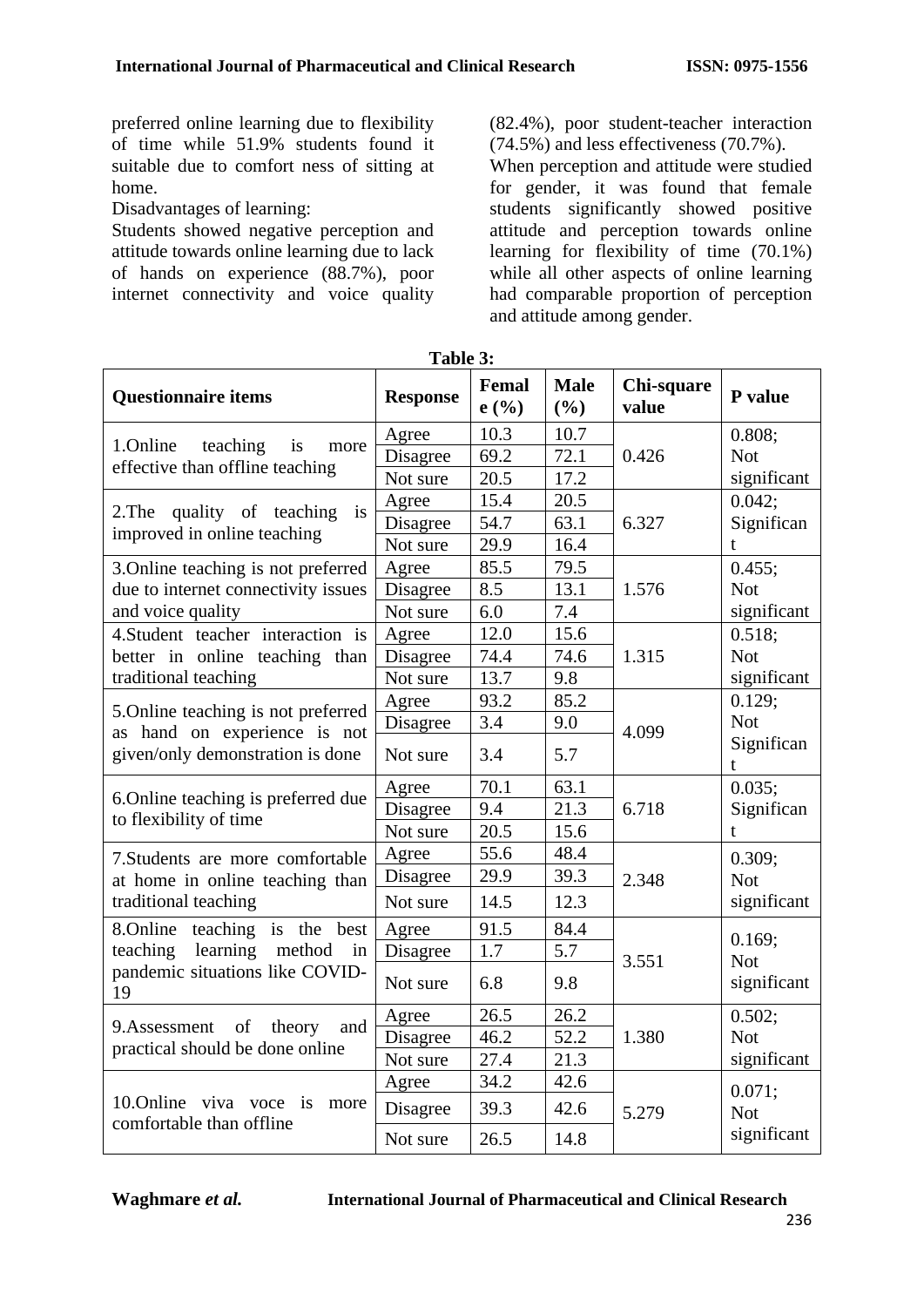preferred online learning due to flexibility of time while 51.9% students found it suitable due to comfort ness of sitting at home.

Disadvantages of learning:

Students showed negative perception and attitude towards online learning due to lack of hands on experience (88.7%), poor internet connectivity and voice quality (82.4%), poor student-teacher interaction (74.5%) and less effectiveness (70.7%).

When perception and attitude were studied for gender, it was found that female students significantly showed positive attitude and perception towards online learning for flexibility of time (70.1%) while all other aspects of online learning had comparable proportion of perception and attitude among gender.

**Table 3:**

| Questionnaire items | Response | Female (%) | Male (%) | Chi-square value | P value |
|---|---|---|---|---|---|
| 1.Online teaching is more effective than offline teaching | Agree | 10.3 | 10.7 | 0.426 | 0.808; Not significant |
| | Disagree | 69.2 | 72.1 | | |
| | Not sure | 20.5 | 17.2 | | |
| 2.The quality of teaching is improved in online teaching | Agree | 15.4 | 20.5 | 6.327 | 0.042; Significant |
| | Disagree | 54.7 | 63.1 | | |
| | Not sure | 29.9 | 16.4 | | |
| 3.Online teaching is not preferred due to internet connectivity issues and voice quality | Agree | 85.5 | 79.5 | 1.576 | 0.455; Not significant |
| | Disagree | 8.5 | 13.1 | | |
| | Not sure | 6.0 | 7.4 | | |
| 4.Student teacher interaction is better in online teaching than traditional teaching | Agree | 12.0 | 15.6 | 1.315 | 0.518; Not significant |
| | Disagree | 74.4 | 74.6 | | |
| | Not sure | 13.7 | 9.8 | | |
| 5.Online teaching is not preferred as hand on experience is not given/only demonstration is done | Agree | 93.2 | 85.2 | 4.099 | 0.129; Not Significant |
| | Disagree | 3.4 | 9.0 | | |
| | Not sure | 3.4 | 5.7 | | |
| 6.Online teaching is preferred due to flexibility of time | Agree | 70.1 | 63.1 | 6.718 | 0.035; Significant |
| | Disagree | 9.4 | 21.3 | | |
| | Not sure | 20.5 | 15.6 | | |
| 7.Students are more comfortable at home in online teaching than traditional teaching | Agree | 55.6 | 48.4 | 2.348 | 0.309; Not significant |
| | Disagree | 29.9 | 39.3 | | |
| | Not sure | 14.5 | 12.3 | | |
| 8.Online teaching is the best teaching learning method in pandemic situations like COVID-19 | Agree | 91.5 | 84.4 | 3.551 | 0.169; Not significant |
| | Disagree | 1.7 | 5.7 | | |
| | Not sure | 6.8 | 9.8 | | |
| 9.Assessment of theory and practical should be done online | Agree | 26.5 | 26.2 | 1.380 | 0.502; Not significant |
| | Disagree | 46.2 | 52.2 | | |
| | Not sure | 27.4 | 21.3 | | |
| 10.Online viva voce is more comfortable than offline | Agree | 34.2 | 42.6 | 5.279 | 0.071; Not significant |
| | Disagree | 39.3 | 42.6 | | |
| | Not sure | 26.5 | 14.8 | | |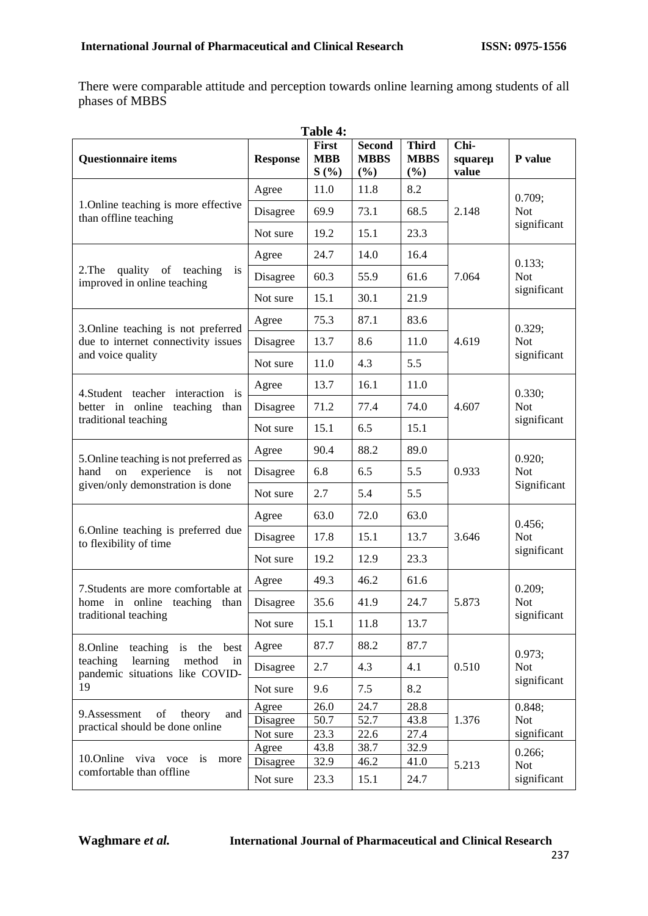There were comparable attitude and perception towards online learning among students of all phases of MBBS

**Table 4:**

| Questionnaire items | Response | First MBBS (%) | Second MBBS (%) | Third MBBS (%) | Chi-squareµ value | P value |
|---|---|---|---|---|---|---|
| 1.Online teaching is more effective than offline teaching | Agree | 11.0 | 11.8 | 8.2 | 2.148 | 0.709; Not significant |
| | Disagree | 69.9 | 73.1 | 68.5 | | |
| | Not sure | 19.2 | 15.1 | 23.3 | | |
| 2.The quality of teaching is improved in online teaching | Agree | 24.7 | 14.0 | 16.4 | 7.064 | 0.133; Not significant |
| | Disagree | 60.3 | 55.9 | 61.6 | | |
| | Not sure | 15.1 | 30.1 | 21.9 | | |
| 3.Online teaching is not preferred due to internet connectivity issues and voice quality | Agree | 75.3 | 87.1 | 83.6 | 4.619 | 0.329; Not significant |
| | Disagree | 13.7 | 8.6 | 11.0 | | |
| | Not sure | 11.0 | 4.3 | 5.5 | | |
| 4.Student teacher interaction is better in online teaching than traditional teaching | Agree | 13.7 | 16.1 | 11.0 | 4.607 | 0.330; Not significant |
| | Disagree | 71.2 | 77.4 | 74.0 | | |
| | Not sure | 15.1 | 6.5 | 15.1 | | |
| 5.Online teaching is not preferred as hand on experience is not given/only demonstration is done | Agree | 90.4 | 88.2 | 89.0 | 0.933 | 0.920; Not Significant |
| | Disagree | 6.8 | 6.5 | 5.5 | | |
| | Not sure | 2.7 | 5.4 | 5.5 | | |
| 6.Online teaching is preferred due to flexibility of time | Agree | 63.0 | 72.0 | 63.0 | 3.646 | 0.456; Not significant |
| | Disagree | 17.8 | 15.1 | 13.7 | | |
| | Not sure | 19.2 | 12.9 | 23.3 | | |
| 7.Students are more comfortable at home in online teaching than traditional teaching | Agree | 49.3 | 46.2 | 61.6 | 5.873 | 0.209; Not significant |
| | Disagree | 35.6 | 41.9 | 24.7 | | |
| | Not sure | 15.1 | 11.8 | 13.7 | | |
| 8.Online teaching is the best teaching learning method in pandemic situations like COVID-19 | Agree | 87.7 | 88.2 | 87.7 | 0.510 | 0.973; Not significant |
| | Disagree | 2.7 | 4.3 | 4.1 | | |
| | Not sure | 9.6 | 7.5 | 8.2 | | |
| 9.Assessment of theory and practical should be done online | Agree | 26.0 | 24.7 | 28.8 | 1.376 | 0.848; Not significant |
| | Disagree | 50.7 | 52.7 | 43.8 | | |
| | Not sure | 23.3 | 22.6 | 27.4 | | |
| 10.Online viva voce is more comfortable than offline | Agree | 43.8 | 38.7 | 32.9 | 5.213 | 0.266; Not significant |
| | Disagree | 32.9 | 46.2 | 41.0 | | |
| | Not sure | 23.3 | 15.1 | 24.7 | | |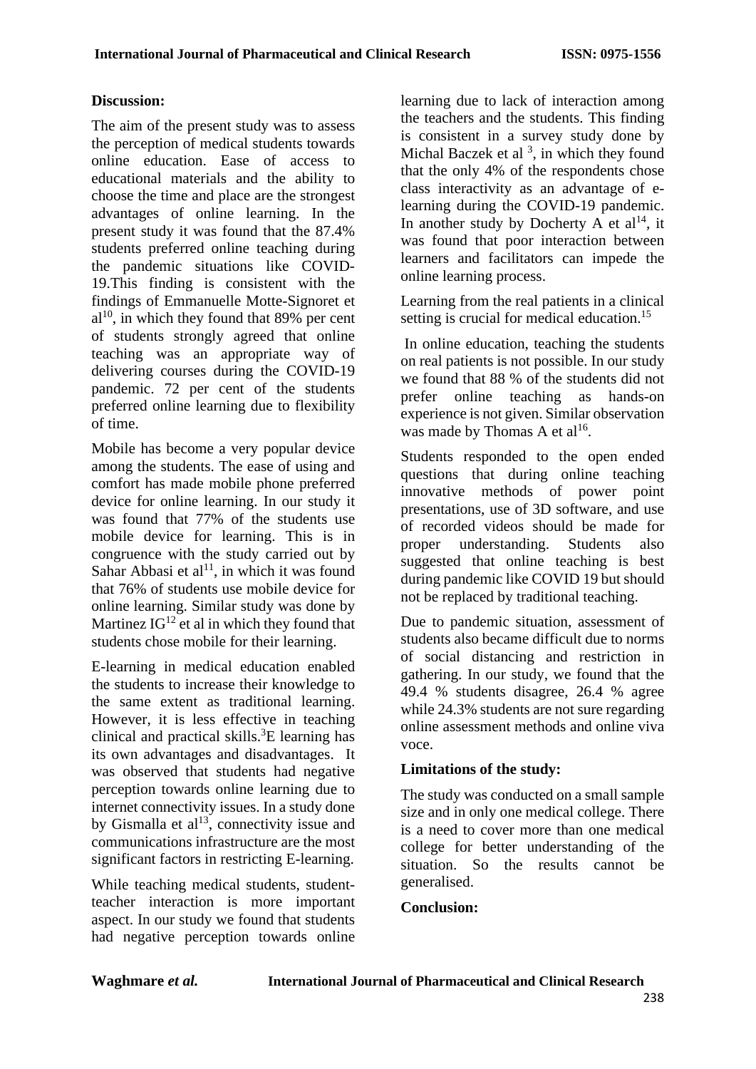## Discussion:

The aim of the present study was to assess the perception of medical students towards online education. Ease of access to educational materials and the ability to choose the time and place are the strongest advantages of online learning. In the present study it was found that the 87.4% students preferred online teaching during the pandemic situations like COVID-19.This finding is consistent with the findings of Emmanuelle Motte-Signoret et al[10], in which they found that 89% per cent of students strongly agreed that online teaching was an appropriate way of delivering courses during the COVID-19 pandemic. 72 per cent of the students preferred online learning due to flexibility of time.

Mobile has become a very popular device among the students. The ease of using and comfort has made mobile phone preferred device for online learning. In our study it was found that 77% of the students use mobile device for learning. This is in congruence with the study carried out by Sahar Abbasi et al[11], in which it was found that 76% of students use mobile device for online learning. Similar study was done by Martinez IG[12] et al in which they found that students chose mobile for their learning.

E-learning in medical education enabled the students to increase their knowledge to the same extent as traditional learning. However, it is less effective in teaching clinical and practical skills.[3]E learning has its own advantages and disadvantages. It was observed that students had negative perception towards online learning due to internet connectivity issues. In a study done by Gismalla et al[13], connectivity issue and communications infrastructure are the most significant factors in restricting E-learning.

While teaching medical students, student-teacher interaction is more important aspect. In our study we found that students had negative perception towards online learning due to lack of interaction among the teachers and the students. This finding is consistent in a survey study done by Michal Baczek et al [3], in which they found that the only 4% of the respondents chose class interactivity as an advantage of e-learning during the COVID-19 pandemic. In another study by Docherty A et al[14], it was found that poor interaction between learners and facilitators can impede the online learning process.

Learning from the real patients in a clinical setting is crucial for medical education.[15]

In online education, teaching the students on real patients is not possible. In our study we found that 88 % of the students did not prefer online teaching as hands-on experience is not given. Similar observation was made by Thomas A et al[16].

Students responded to the open ended questions that during online teaching innovative methods of power point presentations, use of 3D software, and use of recorded videos should be made for proper understanding. Students also suggested that online teaching is best during pandemic like COVID 19 but should not be replaced by traditional teaching.

Due to pandemic situation, assessment of students also became difficult due to norms of social distancing and restriction in gathering. In our study, we found that the 49.4 % students disagree, 26.4 % agree while 24.3% students are not sure regarding online assessment methods and online viva voce.

## Limitations of the study:

The study was conducted on a small sample size and in only one medical college. There is a need to cover more than one medical college for better understanding of the situation. So the results cannot be generalised.

## Conclusion: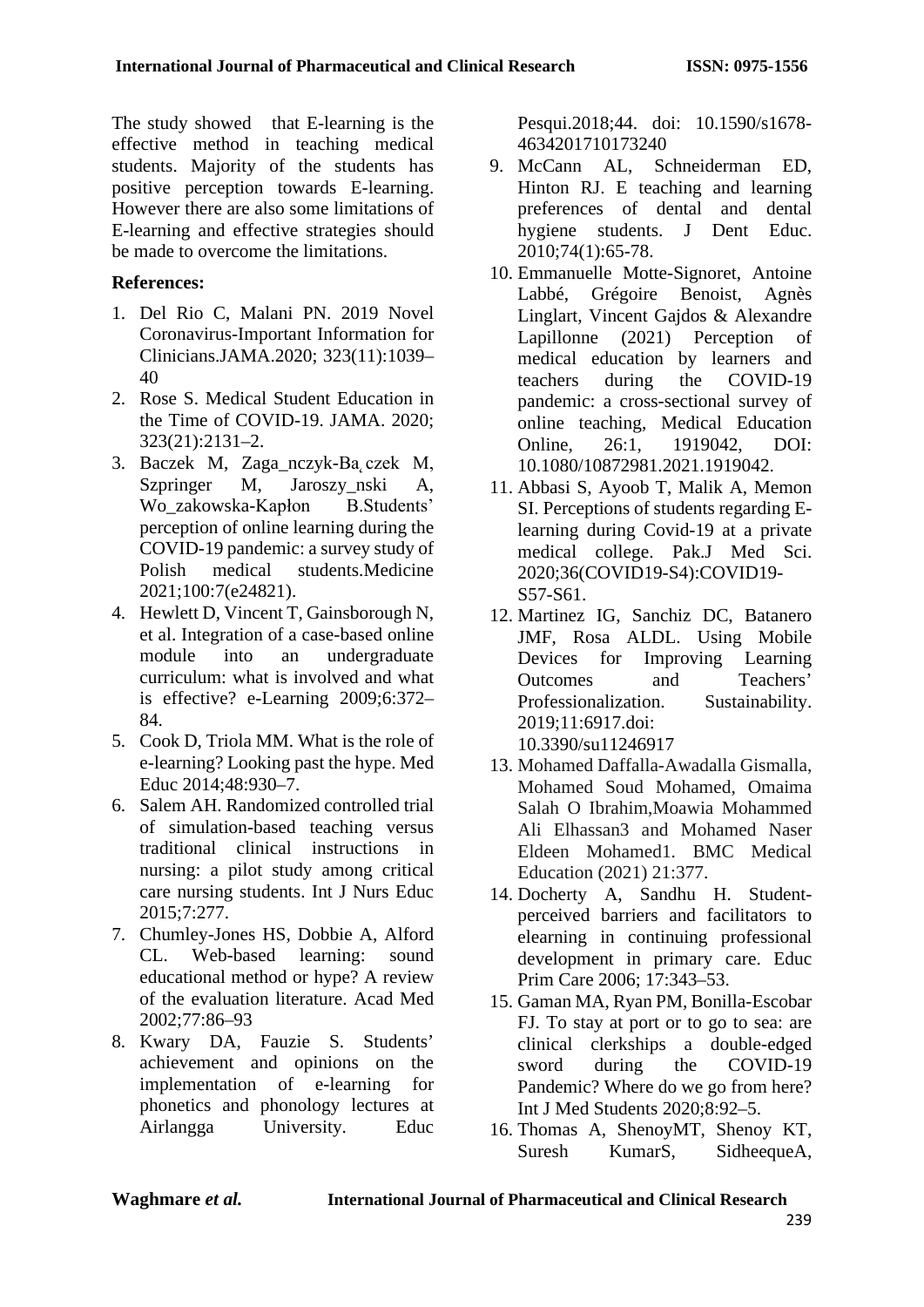The study showed that E-learning is the effective method in teaching medical students. Majority of the students has positive perception towards E-learning. However there are also some limitations of E-learning and effective strategies should be made to overcome the limitations.

**References:**

1. Del Rio C, Malani PN. 2019 Novel Coronavirus-Important Information for Clinicians.JAMA.2020; 323(11):1039–40
2. Rose S. Medical Student Education in the Time of COVID-19. JAMA. 2020; 323(21):2131–2.
3. Baczek M, Zaga_nczyk-Ba̧czek M, Szpringer M, Jaroszy_nski A, Wo_zakowska-Kapłon B.Students' perception of online learning during the COVID-19 pandemic: a survey study of Polish medical students.Medicine 2021;100:7(e24821).
4. Hewlett D, Vincent T, Gainsborough N, et al. Integration of a case-based online module into an undergraduate curriculum: what is involved and what is effective? e-Learning 2009;6:372–84.
5. Cook D, Triola MM. What is the role of e-learning? Looking past the hype. Med Educ 2014;48:930–7.
6. Salem AH. Randomized controlled trial of simulation-based teaching versus traditional clinical instructions in nursing: a pilot study among critical care nursing students. Int J Nurs Educ 2015;7:277.
7. Chumley-Jones HS, Dobbie A, Alford CL. Web-based learning: sound educational method or hype? A review of the evaluation literature. Acad Med 2002;77:86–93
8. Kwary DA, Fauzie S. Students' achievement and opinions on the implementation of e-learning for phonetics and phonology lectures at Airlangga University. Educ Pesqui.2018;44. doi: 10.1590/s1678-4634201710173240
9. McCann AL, Schneiderman ED, Hinton RJ. E teaching and learning preferences of dental and dental hygiene students. J Dent Educ. 2010;74(1):65-78.
10. Emmanuelle Motte-Signoret, Antoine Labbé, Grégoire Benoist, Agnès Linglart, Vincent Gajdos & Alexandre Lapillonne (2021) Perception of medical education by learners and teachers during the COVID-19 pandemic: a cross-sectional survey of online teaching, Medical Education Online, 26:1, 1919042, DOI: 10.1080/10872981.2021.1919042.
11. Abbasi S, Ayoob T, Malik A, Memon SI. Perceptions of students regarding E-learning during Covid-19 at a private medical college. Pak.J Med Sci. 2020;36(COVID19-S4):COVID19-S57-S61.
12. Martinez IG, Sanchiz DC, Batanero JMF, Rosa ALDL. Using Mobile Devices for Improving Learning Outcomes and Teachers' Professionalization. Sustainability. 2019;11:6917.doi: 10.3390/su11246917
13. Mohamed Daffalla-Awadalla Gismalla, Mohamed Soud Mohamed, Omaima Salah O Ibrahim,Moawia Mohammed Ali Elhassan3 and Mohamed Naser Eldeen Mohamed1. BMC Medical Education (2021) 21:377.
14. Docherty A, Sandhu H. Student-perceived barriers and facilitators to elearning in continuing professional development in primary care. Educ Prim Care 2006; 17:343–53.
15. Gaman MA, Ryan PM, Bonilla-Escobar FJ. To stay at port or to go to sea: are clinical clerkships a double-edged sword during the COVID-19 Pandemic? Where do we go from here? Int J Med Students 2020;8:92–5.
16. Thomas A, ShenoyMT, Shenoy KT, Suresh KumarS, SidheequeA,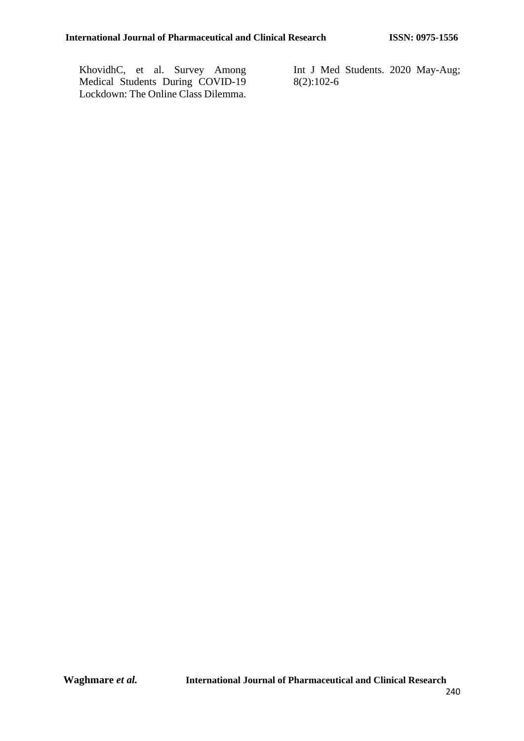KhovidhC, et al. Survey Among Medical Students During COVID-19 Lockdown: The Online Class Dilemma. Int J Med Students. 2020 May-Aug; 8(2):102-6